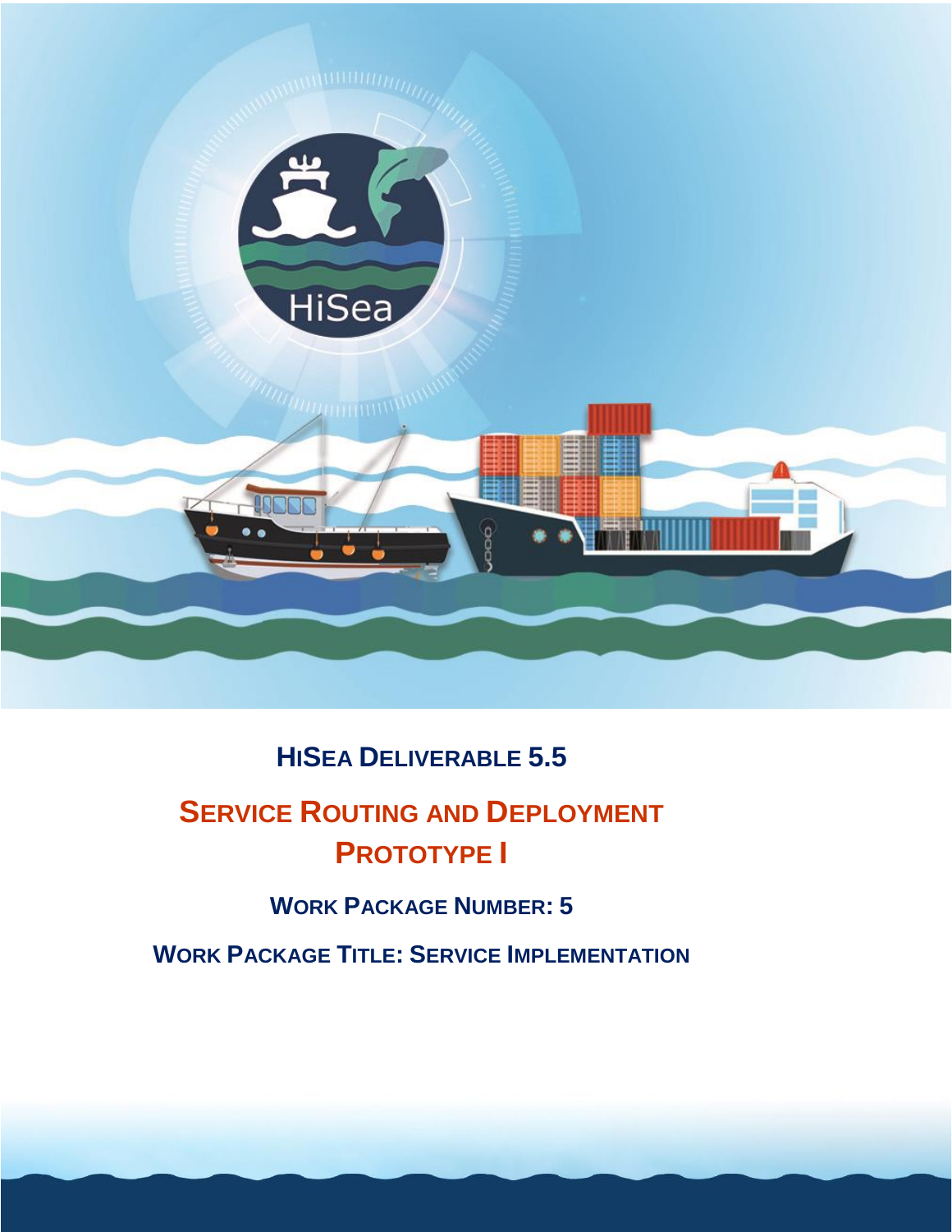# HiSea Deliverable 5.5

## Service Routing and Deployment Prototype I

**Work Package Number: 5**

**Work Package Title: Service Implementation**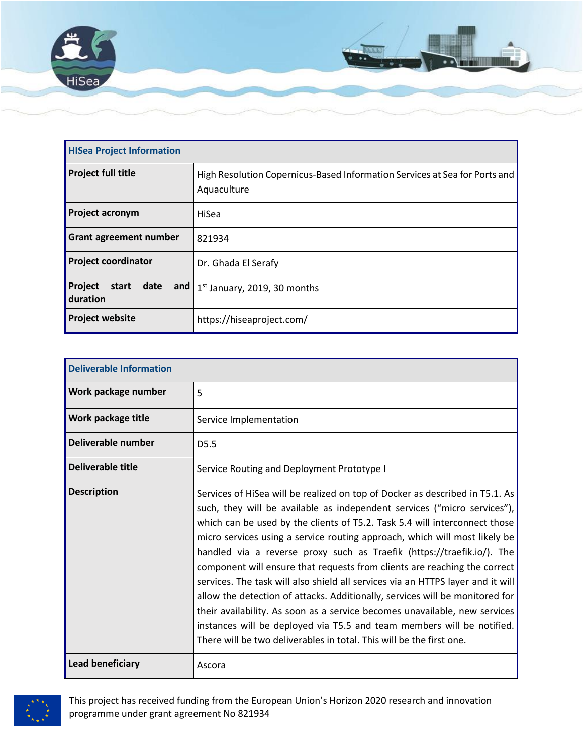| HISea Project Information | |
|---|---|
| **Project full title** | High Resolution Copernicus-Based Information Services at Sea for Ports and Aquaculture |
| **Project acronym** | HiSea |
| **Grant agreement number** | 821934 |
| **Project coordinator** | Dr. Ghada El Serafy |
| **Project start date and duration** | 1st January, 2019, 30 months |
| **Project website** | https://hiseaproject.com/ |

| Deliverable Information | |
|---|---|
| **Work package number** | 5 |
| **Work package title** | Service Implementation |
| **Deliverable number** | D5.5 |
| **Deliverable title** | Service Routing and Deployment Prototype I |
| **Description** | Services of HiSea will be realized on top of Docker as described in T5.1. As such, they will be available as independent services ("micro services"), which can be used by the clients of T5.2. Task 5.4 will interconnect those micro services using a service routing approach, which will most likely be handled via a reverse proxy such as Traefik (https://traefik.io/). The component will ensure that requests from clients are reaching the correct services. The task will also shield all services via an HTTPS layer and it will allow the detection of attacks. Additionally, services will be monitored for their availability. As soon as a service becomes unavailable, new services instances will be deployed via T5.5 and team members will be notified. There will be two deliverables in total. This will be the first one. |
| **Lead beneficiary** | Ascora |

This project has received funding from the European Union's Horizon 2020 research and innovation programme under grant agreement No 821934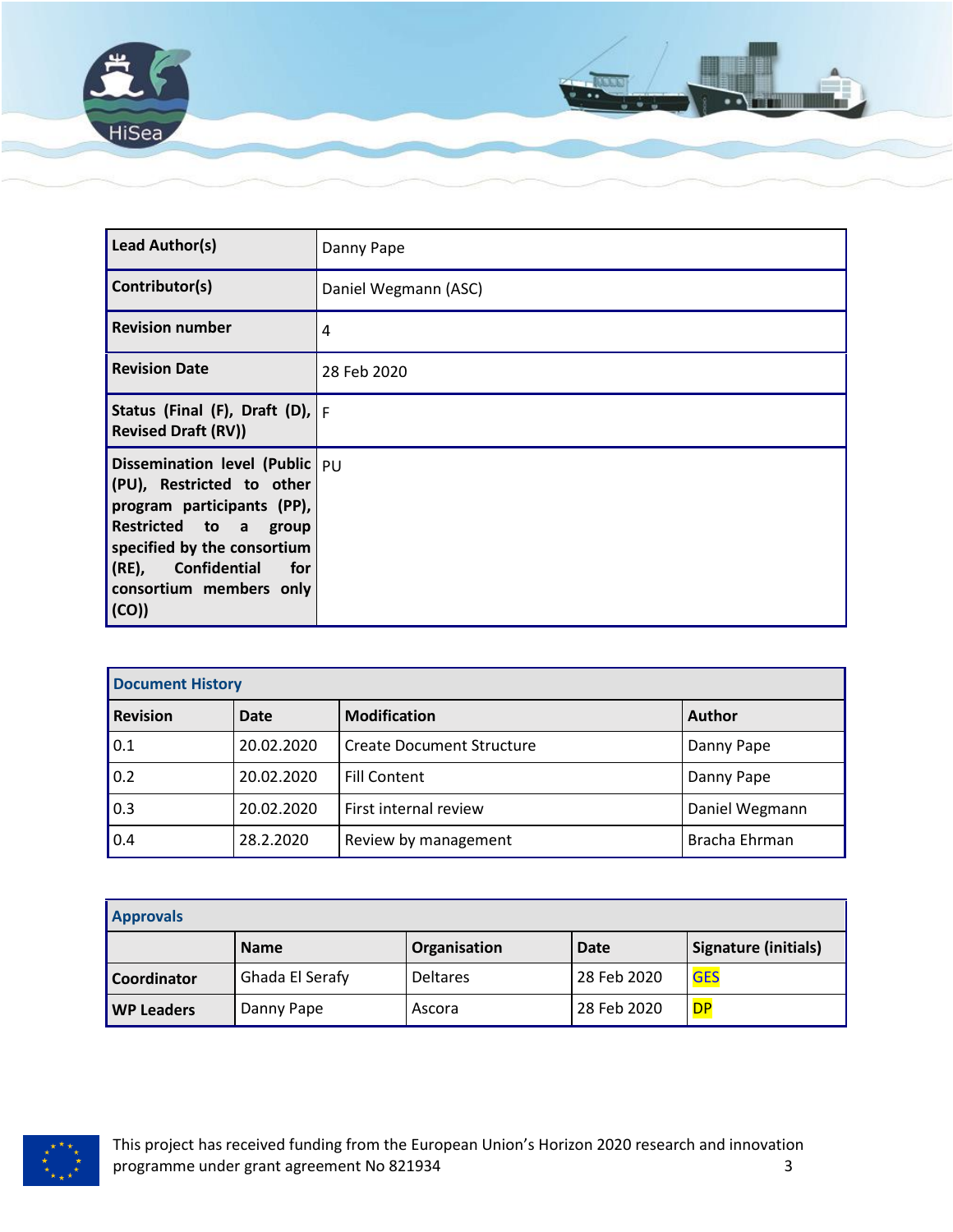| Lead Author(s) | Danny Pape |
|---|---|
| Contributor(s) | Daniel Wegmann (ASC) |
| Revision number | 4 |
| Revision Date | 28 Feb 2020 |
| Status (Final (F), Draft (D), Revised Draft (RV)) | F |
| Dissemination level (Public (PU), Restricted to other program participants (PP), Restricted to a group specified by the consortium (RE), Confidential for consortium members only (CO)) | PU |

| Document History | | | |
|---|---|---|---|
| **Revision** | **Date** | **Modification** | **Author** |
| 0.1 | 20.02.2020 | Create Document Structure | Danny Pape |
| 0.2 | 20.02.2020 | Fill Content | Danny Pape |
| 0.3 | 20.02.2020 | First internal review | Daniel Wegmann |
| 0.4 | 28.2.2020 | Review by management | Bracha Ehrman |

| Approvals | | | | |
|---|---|---|---|---|
| | **Name** | **Organisation** | **Date** | **Signature (initials)** |
| **Coordinator** | Ghada El Serafy | Deltares | 28 Feb 2020 | GES |
| **WP Leaders** | Danny Pape | Ascora | 28 Feb 2020 | DP |

This project has received funding from the European Union's Horizon 2020 research and innovation programme under grant agreement No 821934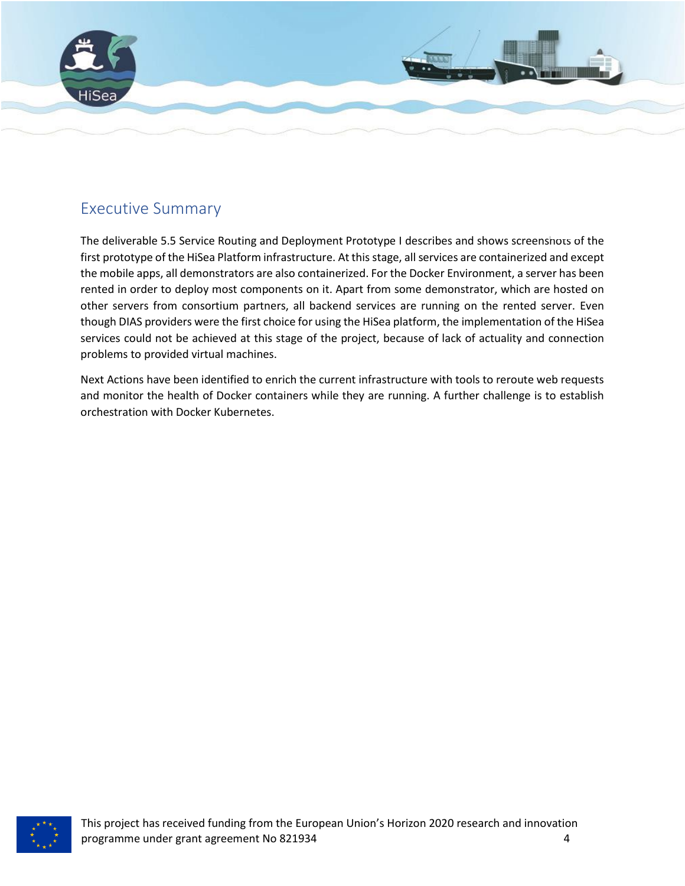## Executive Summary

The deliverable 5.5 Service Routing and Deployment Prototype I describes and shows screenshots of the first prototype of the HiSea Platform infrastructure. At this stage, all services are containerized and except the mobile apps, all demonstrators are also containerized. For the Docker Environment, a server has been rented in order to deploy most components on it. Apart from some demonstrator, which are hosted on other servers from consortium partners, all backend services are running on the rented server. Even though DIAS providers were the first choice for using the HiSea platform, the implementation of the HiSea services could not be achieved at this stage of the project, because of lack of actuality and connection problems to provided virtual machines.

Next Actions have been identified to enrich the current infrastructure with tools to reroute web requests and monitor the health of Docker containers while they are running. A further challenge is to establish orchestration with Docker Kubernetes.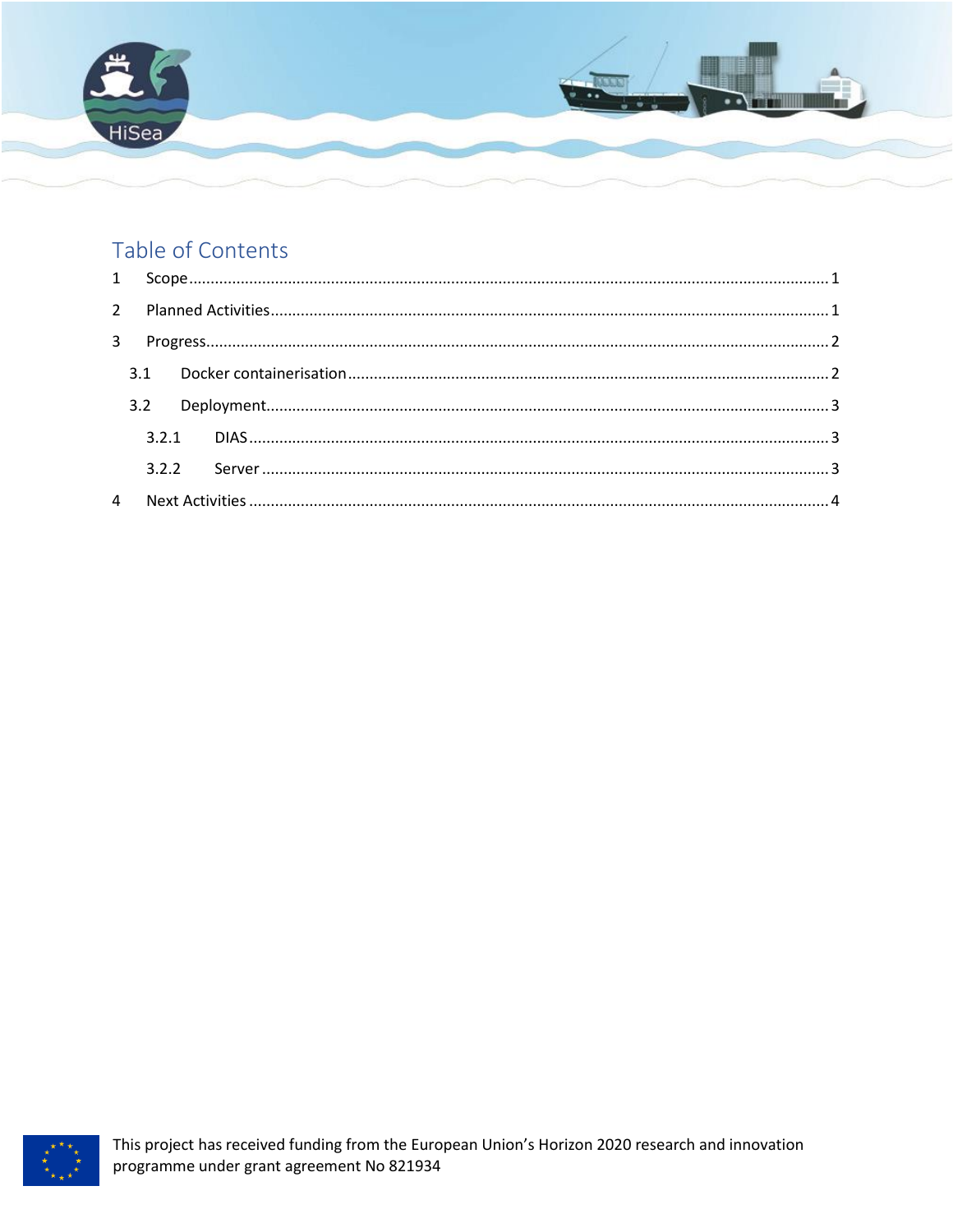## Table of Contents

1 Scope ........................................................................................................................................ 1

2 Planned Activities ....................................................................................................................... 1

3 Progress ...................................................................................................................................... 2

3.1 Docker containerisation ........................................................................................................ 2

3.2 Deployment ........................................................................................................................... 3

3.2.1 DIAS ................................................................................................................................ 3

3.2.2 Server .............................................................................................................................. 3

4 Next Activities ............................................................................................................................. 4

This project has received funding from the European Union's Horizon 2020 research and innovation programme under grant agreement No 821934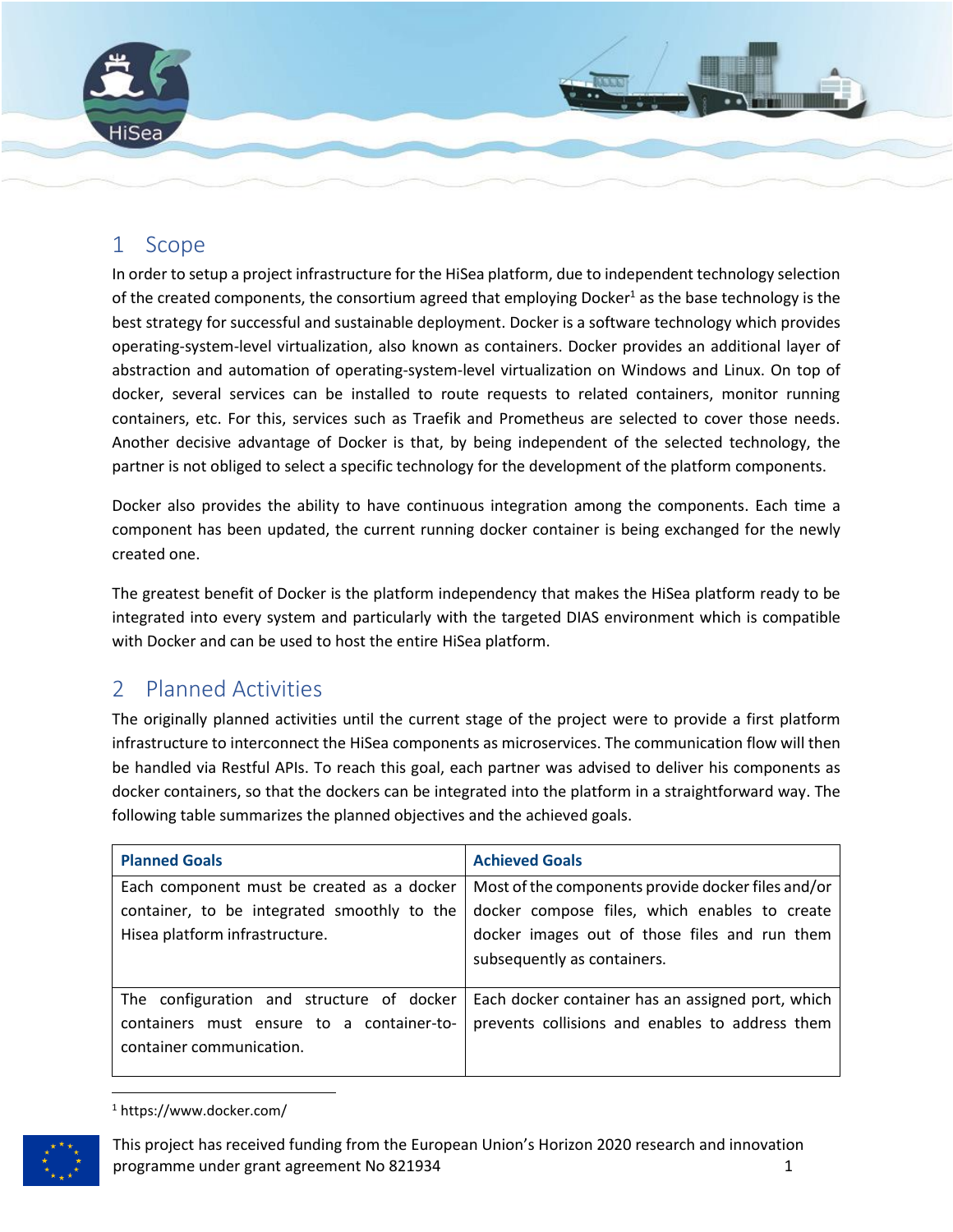## 1 Scope

In order to setup a project infrastructure for the HiSea platform, due to independent technology selection of the created components, the consortium agreed that employing Docker[1] as the base technology is the best strategy for successful and sustainable deployment. Docker is a software technology which provides operating-system-level virtualization, also known as containers. Docker provides an additional layer of abstraction and automation of operating-system-level virtualization on Windows and Linux. On top of docker, several services can be installed to route requests to related containers, monitor running containers, etc. For this, services such as Traefik and Prometheus are selected to cover those needs. Another decisive advantage of Docker is that, by being independent of the selected technology, the partner is not obliged to select a specific technology for the development of the platform components.

Docker also provides the ability to have continuous integration among the components. Each time a component has been updated, the current running docker container is being exchanged for the newly created one.

The greatest benefit of Docker is the platform independency that makes the HiSea platform ready to be integrated into every system and particularly with the targeted DIAS environment which is compatible with Docker and can be used to host the entire HiSea platform.

## 2 Planned Activities

The originally planned activities until the current stage of the project were to provide a first platform infrastructure to interconnect the HiSea components as microservices. The communication flow will then be handled via Restful APIs. To reach this goal, each partner was advised to deliver his components as docker containers, so that the dockers can be integrated into the platform in a straightforward way. The following table summarizes the planned objectives and the achieved goals.

| Planned Goals | Achieved Goals |
|---|---|
| Each component must be created as a docker container, to be integrated smoothly to the Hisea platform infrastructure. | Most of the components provide docker files and/or docker compose files, which enables to create docker images out of those files and run them subsequently as containers. |
| The configuration and structure of docker containers must ensure to a container-to-container communication. | Each docker container has an assigned port, which prevents collisions and enables to address them |

[1] https://www.docker.com/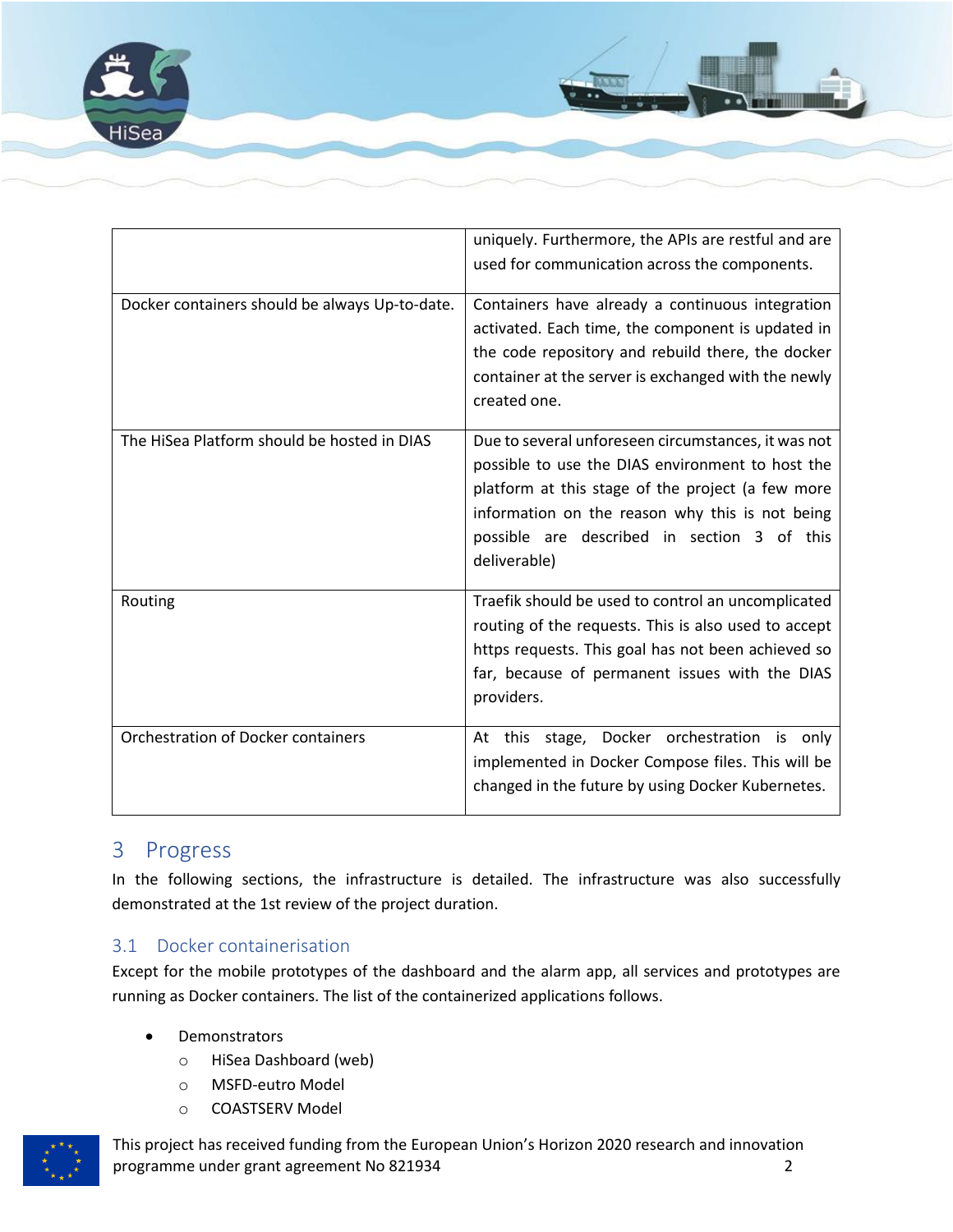| | |
|---|---|
| | uniquely. Furthermore, the APIs are restful and are used for communication across the components. |
| Docker containers should be always Up-to-date. | Containers have already a continuous integration activated. Each time, the component is updated in the code repository and rebuild there, the docker container at the server is exchanged with the newly created one. |
| The HiSea Platform should be hosted in DIAS | Due to several unforeseen circumstances, it was not possible to use the DIAS environment to host the platform at this stage of the project (a few more information on the reason why this is not being possible are described in section 3 of this deliverable) |
| Routing | Traefik should be used to control an uncomplicated routing of the requests. This is also used to accept https requests. This goal has not been achieved so far, because of permanent issues with the DIAS providers. |
| Orchestration of Docker containers | At this stage, Docker orchestration is only implemented in Docker Compose files. This will be changed in the future by using Docker Kubernetes. |

# 3 Progress

In the following sections, the infrastructure is detailed. The infrastructure was also successfully demonstrated at the 1st review of the project duration.

## 3.1 Docker containerisation

Except for the mobile prototypes of the dashboard and the alarm app, all services and prototypes are running as Docker containers. The list of the containerized applications follows.

- Demonstrators
  - HiSea Dashboard (web)
  - MSFD-eutro Model
  - COASTSERV Model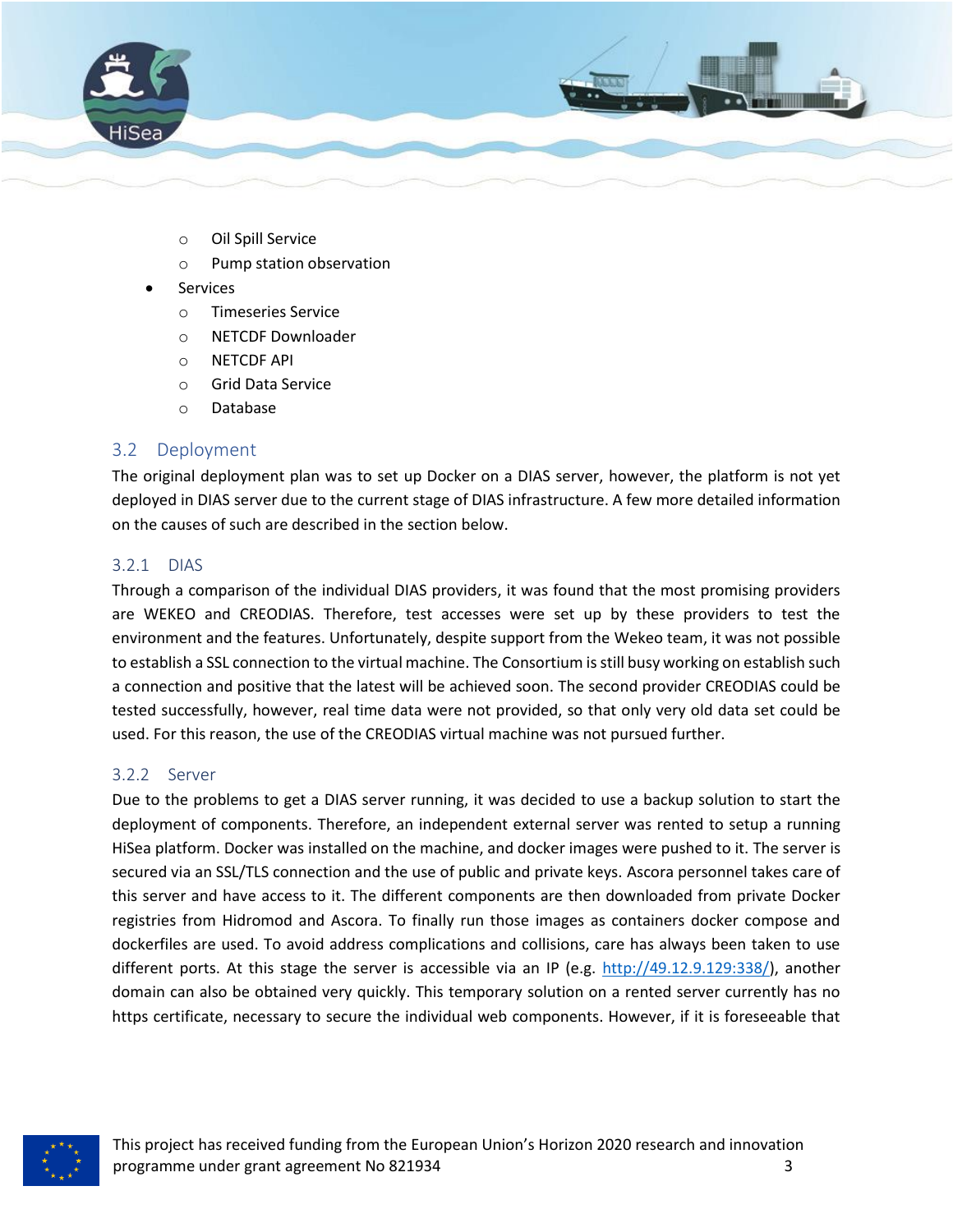- Oil Spill Service
    - Pump station observation
- Services
    - Timeseries Service
    - NETCDF Downloader
    - NETCDF API
    - Grid Data Service
    - Database

## 3.2 Deployment

The original deployment plan was to set up Docker on a DIAS server, however, the platform is not yet deployed in DIAS server due to the current stage of DIAS infrastructure. A few more detailed information on the causes of such are described in the section below.

### 3.2.1 DIAS

Through a comparison of the individual DIAS providers, it was found that the most promising providers are WEKEO and CREODIAS. Therefore, test accesses were set up by these providers to test the environment and the features. Unfortunately, despite support from the Wekeo team, it was not possible to establish a SSL connection to the virtual machine. The Consortium is still busy working on establish such a connection and positive that the latest will be achieved soon. The second provider CREODIAS could be tested successfully, however, real time data were not provided, so that only very old data set could be used. For this reason, the use of the CREODIAS virtual machine was not pursued further.

### 3.2.2 Server

Due to the problems to get a DIAS server running, it was decided to use a backup solution to start the deployment of components. Therefore, an independent external server was rented to setup a running HiSea platform. Docker was installed on the machine, and docker images were pushed to it. The server is secured via an SSL/TLS connection and the use of public and private keys. Ascora personnel takes care of this server and have access to it. The different components are then downloaded from private Docker registries from Hidromod and Ascora. To finally run those images as containers docker compose and dockerfiles are used. To avoid address complications and collisions, care has always been taken to use different ports. At this stage the server is accessible via an IP (e.g. http://49.12.9.129:338/), another domain can also be obtained very quickly. This temporary solution on a rented server currently has no https certificate, necessary to secure the individual web components. However, if it is foreseeable that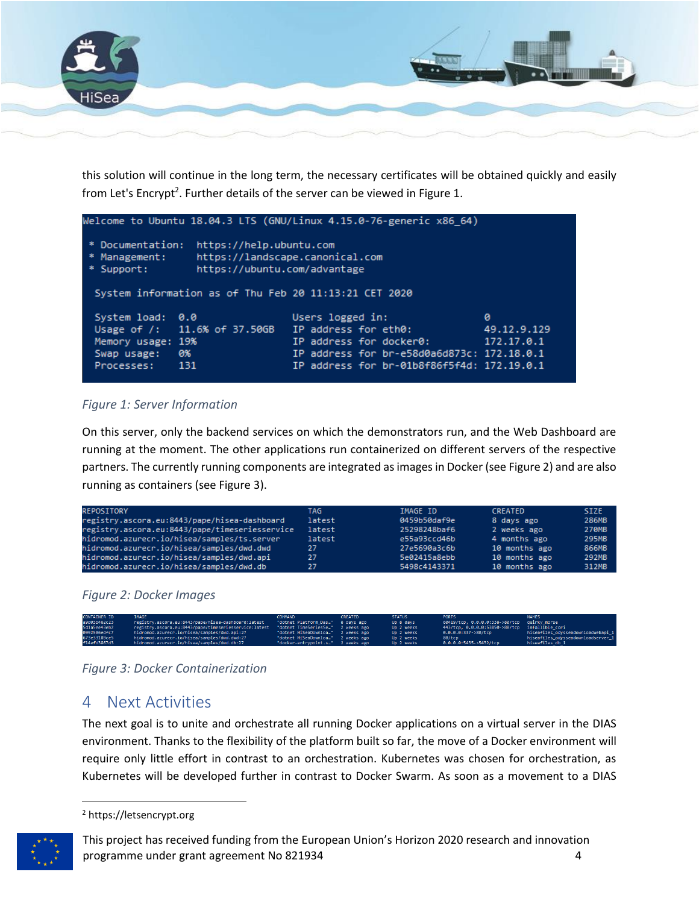this solution will continue in the long term, the necessary certificates will be obtained quickly and easily from Let's Encrypt[2]. Further details of the server can be viewed in Figure 1.

```
Welcome to Ubuntu 18.04.3 LTS (GNU/Linux 4.15.0-76-generic x86_64)

 * Documentation:  https://help.ubuntu.com
 * Management:     https://landscape.canonical.com
 * Support:        https://ubuntu.com/advantage

  System information as of Thu Feb 20 11:13:21 CET 2020

  System load:  0.0                Users logged in:                0
  Usage of /:   11.6% of 37.50GB   IP address for eth0:            49.12.9.129
  Memory usage: 19%                IP address for docker0:         172.17.0.1
  Swap usage:   0%                 IP address for br-e58d0a6d873c: 172.18.0.1
  Processes:    131                IP address for br-01b8f86f5f4d: 172.19.0.1
```

*Figure 1: Server Information*

On this server, only the backend services on which the demonstrators run, and the Web Dashboard are running at the moment. The other applications run containerized on different servers of the respective partners. The currently running components are integrated as images in Docker (see Figure 2) and are also running as containers (see Figure 3).

```
REPOSITORY                                        TAG      IMAGE ID       CREATED         SIZE
registry.ascora.eu:8443/pape/hisea-dashboard      latest   0459b50daf9e   8 days ago      286MB
registry.ascora.eu:8443/pape/timeseriesservice    latest   25298248baf6   2 weeks ago     270MB
hidromod.azurecr.io/hisea/samples/ts.server       latest   e55a93ccd46b   4 months ago    295MB
hidromod.azurecr.io/hisea/samples/dwd.dwd         27       27e5690a3c6b   10 months ago   866MB
hidromod.azurecr.io/hisea/samples/dwd.api         27       5e02415a8ebb   10 months ago   292MB
hidromod.azurecr.io/hisea/samples/dwd.db          27       5498c4143371   10 months ago   312MB
```

*Figure 2: Docker Images*

```
CONTAINER ID   IMAGE                                                   COMMAND                    CREATED       STATUS       PORTS                                   NAMES
a9d0b402c23    registry.ascora.eu:8443/pape/hisea-dashboard:latest     "dotnet Platform_Das…"     8 days ago    Up 8 days    60419/tcp, 0.0.0.0:338->80/tcp          quirky_morse
5d1a5ee43eb2   registry.ascora.eu:8443/pape/timeseriesservice:latest   "dotnet TimeSeriesSe…"     2 weeks ago   Up 2 weeks   443/tcp, 0.0.0.0:53850->80/tcp          infallible_cori
0992586edfc7   hidromod.azurecr.io/hisea/samples/dwd.api:27            "dotnet HiSeaDownloa…"     2 weeks ago   Up 2 weeks   0.0.0.0:337->80/tcp                     hiseafiles_odysseadownloadwebapi_1
673e33189ce5   hidromod.azurecr.io/hisea/samples/dwd.dwd:27            "dotnet HiSeaDownloa…"     2 weeks ago   Up 2 weeks   80/tcp                                  hiseafiles_odysseadownloadserver_1
f14efd3867d3   hidromod.azurecr.io/hisea/samples/dwd.db:27             "docker-entrypoint.s…"     2 weeks ago   Up 2 weeks   0.0.0.0:5435->5432/tcp                  hiseafiles_db_1
```

*Figure 3: Docker Containerization*

# 4 Next Activities

The next goal is to unite and orchestrate all running Docker applications on a virtual server in the DIAS environment. Thanks to the flexibility of the platform built so far, the move of a Docker environment will require only little effort in contrast to an orchestration. Kubernetes was chosen for orchestration, as Kubernetes will be developed further in contrast to Docker Swarm. As soon as a movement to a DIAS

[2] https://letsencrypt.org

This project has received funding from the European Union's Horizon 2020 research and innovation programme under grant agreement No 821934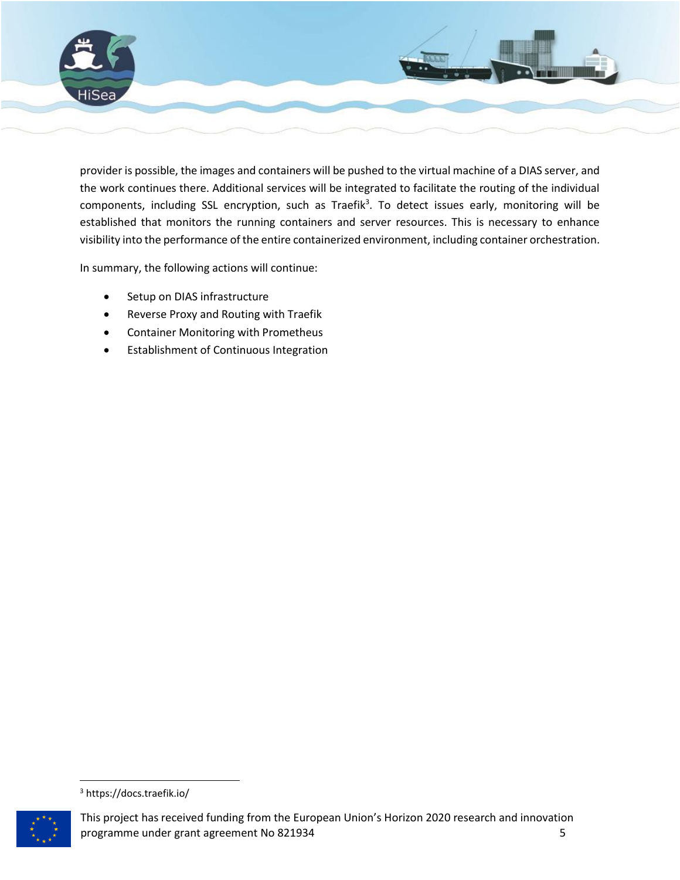provider is possible, the images and containers will be pushed to the virtual machine of a DIAS server, and the work continues there. Additional services will be integrated to facilitate the routing of the individual components, including SSL encryption, such as Traefik[3]. To detect issues early, monitoring will be established that monitors the running containers and server resources. This is necessary to enhance visibility into the performance of the entire containerized environment, including container orchestration.

In summary, the following actions will continue:

- Setup on DIAS infrastructure
- Reverse Proxy and Routing with Traefik
- Container Monitoring with Prometheus
- Establishment of Continuous Integration

[3] https://docs.traefik.io/

This project has received funding from the European Union's Horizon 2020 research and innovation programme under grant agreement No 821934